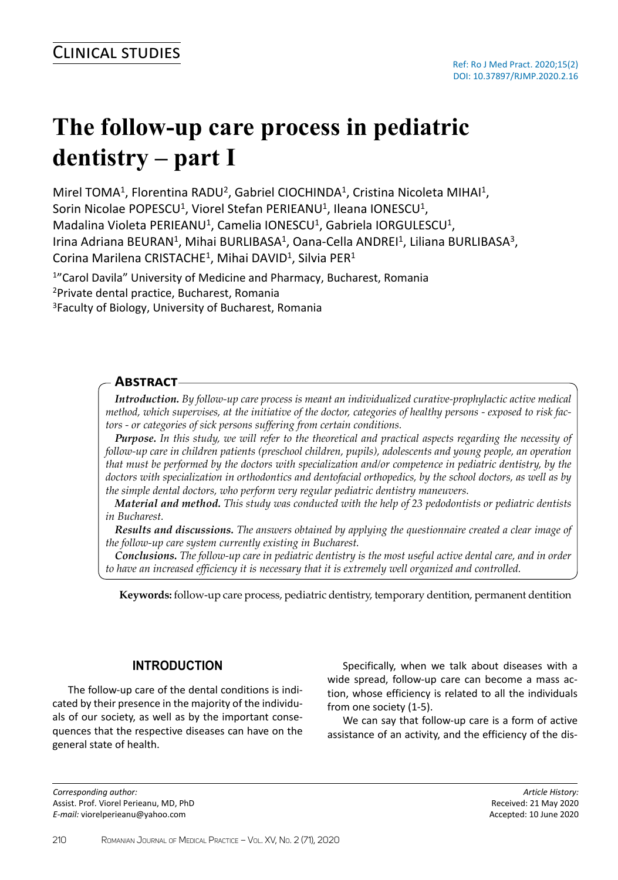## Clinical studies

Ref: Ro J Med Pract. 2020;15(2)
DOI: 10.37897/RJMP.2020.2.16

# The follow-up care process in pediatric dentistry – part I

Mirel TOMA[1], Florentina RADU[2], Gabriel CIOCHINDA[1], Cristina Nicoleta MIHAI[1], Sorin Nicolae POPESCU[1], Viorel Stefan PERIEANU[1], Ileana IONESCU[1], Madalina Violeta PERIEANU[1], Camelia IONESCU[1], Gabriela IORGULESCU[1], Irina Adriana BEURAN[1], Mihai BURLIBASA[1], Oana-Cella ANDREI[1], Liliana BURLIBASA[3], Corina Marilena CRISTACHE[1], Mihai DAVID[1], Silvia PER[1]

[1]"Carol Davila" University of Medicine and Pharmacy, Bucharest, Romania
[2]Private dental practice, Bucharest, Romania
[3]Faculty of Biology, University of Bucharest, Romania

### Abstract

***Introduction.*** *By follow-up care process is meant an individualized curative-prophylactic active medical method, which supervises, at the initiative of the doctor, categories of healthy persons - exposed to risk factors - or categories of sick persons suffering from certain conditions.*

***Purpose.*** *In this study, we will refer to the theoretical and practical aspects regarding the necessity of follow-up care in children patients (preschool children, pupils), adolescents and young people, an operation that must be performed by the doctors with specialization and/or competence in pediatric dentistry, by the doctors with specialization in orthodontics and dentofacial orthopedics, by the school doctors, as well as by the simple dental doctors, who perform very regular pediatric dentistry maneuvers.*

***Material and method.*** *This study was conducted with the help of 23 pedodontists or pediatric dentists in Bucharest.*

***Results and discussions.*** *The answers obtained by applying the questionnaire created a clear image of the follow-up care system currently existing in Bucharest.*

***Conclusions.*** *The follow-up care in pediatric dentistry is the most useful active dental care, and in order to have an increased efficiency it is necessary that it is extremely well organized and controlled.*

**Keywords:** follow-up care process, pediatric dentistry, temporary dentition, permanent dentition

## INTRODUCTION

The follow-up care of the dental conditions is indicated by their presence in the majority of the individuals of our society, as well as by the important consequences that the respective diseases can have on the general state of health.

Specifically, when we talk about diseases with a wide spread, follow-up care can become a mass action, whose efficiency is related to all the individuals from one society (1-5).

We can say that follow-up care is a form of active assistance of an activity, and the efficiency of the dis-

*Corresponding author:*
Assist. Prof. Viorel Perieanu, MD, PhD
*E-mail:* viorelperieanu@yahoo.com

*Article History:*
Received: 21 May 2020
Accepted: 10 June 2020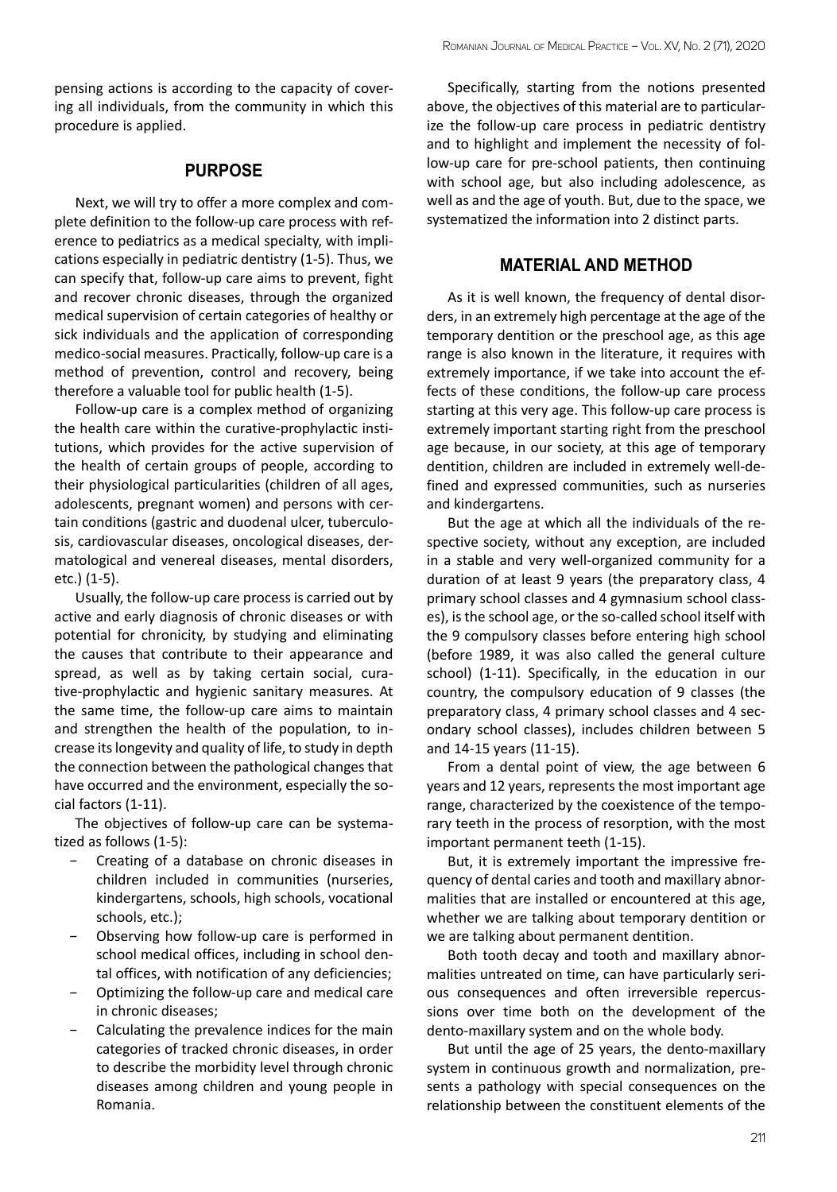pensing actions is according to the capacity of covering all individuals, from the community in which this procedure is applied.

## PURPOSE

Next, we will try to offer a more complex and complete definition to the follow-up care process with reference to pediatrics as a medical specialty, with implications especially in pediatric dentistry (1-5). Thus, we can specify that, follow-up care aims to prevent, fight and recover chronic diseases, through the organized medical supervision of certain categories of healthy or sick individuals and the application of corresponding medico-social measures. Practically, follow-up care is a method of prevention, control and recovery, being therefore a valuable tool for public health (1-5).

Follow-up care is a complex method of organizing the health care within the curative-prophylactic institutions, which provides for the active supervision of the health of certain groups of people, according to their physiological particularities (children of all ages, adolescents, pregnant women) and persons with certain conditions (gastric and duodenal ulcer, tuberculosis, cardiovascular diseases, oncological diseases, dermatological and venereal diseases, mental disorders, etc.) (1-5).

Usually, the follow-up care process is carried out by active and early diagnosis of chronic diseases or with potential for chronicity, by studying and eliminating the causes that contribute to their appearance and spread, as well as by taking certain social, curative-prophylactic and hygienic sanitary measures. At the same time, the follow-up care aims to maintain and strengthen the health of the population, to increase its longevity and quality of life, to study in depth the connection between the pathological changes that have occurred and the environment, especially the social factors (1-11).

The objectives of follow-up care can be systematized as follows (1-5):

- Creating of a database on chronic diseases in children included in communities (nurseries, kindergartens, schools, high schools, vocational schools, etc.);
- Observing how follow-up care is performed in school medical offices, including in school dental offices, with notification of any deficiencies;
- Optimizing the follow-up care and medical care in chronic diseases;
- Calculating the prevalence indices for the main categories of tracked chronic diseases, in order to describe the morbidity level through chronic diseases among children and young people in Romania.

Specifically, starting from the notions presented above, the objectives of this material are to particularize the follow-up care process in pediatric dentistry and to highlight and implement the necessity of follow-up care for pre-school patients, then continuing with school age, but also including adolescence, as well as and the age of youth. But, due to the space, we systematized the information into 2 distinct parts.

## MATERIAL AND METHOD

As it is well known, the frequency of dental disorders, in an extremely high percentage at the age of the temporary dentition or the preschool age, as this age range is also known in the literature, it requires with extremely importance, if we take into account the effects of these conditions, the follow-up care process starting at this very age. This follow-up care process is extremely important starting right from the preschool age because, in our society, at this age of temporary dentition, children are included in extremely well-defined and expressed communities, such as nurseries and kindergartens.

But the age at which all the individuals of the respective society, without any exception, are included in a stable and very well-organized community for a duration of at least 9 years (the preparatory class, 4 primary school classes and 4 gymnasium school classes), is the school age, or the so-called school itself with the 9 compulsory classes before entering high school (before 1989, it was also called the general culture school) (1-11). Specifically, in the education in our country, the compulsory education of 9 classes (the preparatory class, 4 primary school classes and 4 secondary school classes), includes children between 5 and 14-15 years (11-15).

From a dental point of view, the age between 6 years and 12 years, represents the most important age range, characterized by the coexistence of the temporary teeth in the process of resorption, with the most important permanent teeth (1-15).

But, it is extremely important the impressive frequency of dental caries and tooth and maxillary abnormalities that are installed or encountered at this age, whether we are talking about temporary dentition or we are talking about permanent dentition.

Both tooth decay and tooth and maxillary abnormalities untreated on time, can have particularly serious consequences and often irreversible repercussions over time both on the development of the dento-maxillary system and on the whole body.

But until the age of 25 years, the dento-maxillary system in continuous growth and normalization, presents a pathology with special consequences on the relationship between the constituent elements of the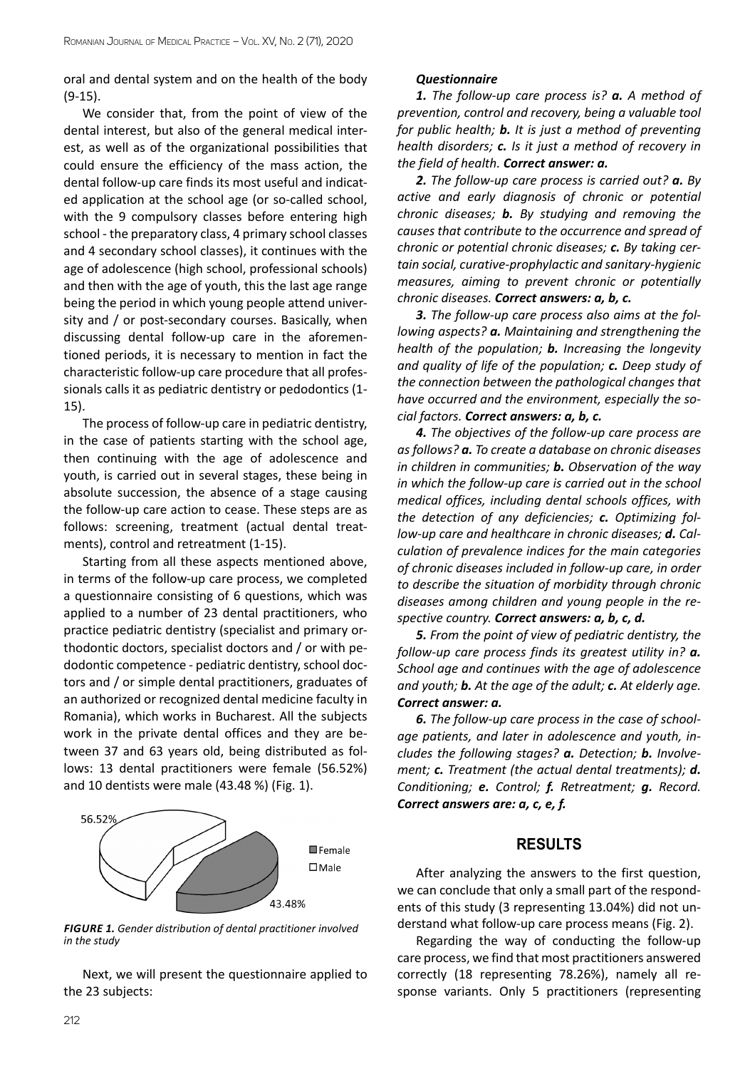oral and dental system and on the health of the body (9-15).

We consider that, from the point of view of the dental interest, but also of the general medical interest, as well as of the organizational possibilities that could ensure the efficiency of the mass action, the dental follow-up care finds its most useful and indicated application at the school age (or so-called school, with the 9 compulsory classes before entering high school - the preparatory class, 4 primary school classes and 4 secondary school classes), it continues with the age of adolescence (high school, professional schools) and then with the age of youth, this the last age range being the period in which young people attend university and / or post-secondary courses. Basically, when discussing dental follow-up care in the aforementioned periods, it is necessary to mention in fact the characteristic follow-up care procedure that all professionals calls it as pediatric dentistry or pedodontics (1-15).

The process of follow-up care in pediatric dentistry, in the case of patients starting with the school age, then continuing with the age of adolescence and youth, is carried out in several stages, these being in absolute succession, the absence of a stage causing the follow-up care action to cease. These steps are as follows: screening, treatment (actual dental treatments), control and retreatment (1-15).

Starting from all these aspects mentioned above, in terms of the follow-up care process, we completed a questionnaire consisting of 6 questions, which was applied to a number of 23 dental practitioners, who practice pediatric dentistry (specialist and primary orthodontic doctors, specialist doctors and / or with pedodontic competence - pediatric dentistry, school doctors and / or simple dental practitioners, graduates of an authorized or recognized dental medicine faculty in Romania), which works in Bucharest. All the subjects work in the private dental offices and they are between 37 and 63 years old, being distributed as follows: 13 dental practitioners were female (56.52%) and 10 dentists were male (43.48 %) (Fig. 1).

56.52%

43.48%

Female

Male

*FIGURE 1. Gender distribution of dental practitioner involved in the study*

Next, we will present the questionnaire applied to the 23 subjects:

***Questionnaire***

***1.*** *The follow-up care process is?* ***a.*** *A method of prevention, control and recovery, being a valuable tool for public health;* ***b.*** *It is just a method of preventing health disorders;* ***c.*** *Is it just a method of recovery in the field of health.* ***Correct answer: a.***

***2.*** *The follow-up care process is carried out?* ***a.*** *By active and early diagnosis of chronic or potential chronic diseases;* ***b.*** *By studying and removing the causes that contribute to the occurrence and spread of chronic or potential chronic diseases;* ***c.*** *By taking certain social, curative-prophylactic and sanitary-hygienic measures, aiming to prevent chronic or potentially chronic diseases.* ***Correct answers: a, b, c.***

***3.*** *The follow-up care process also aims at the following aspects?* ***a.*** *Maintaining and strengthening the health of the population;* ***b.*** *Increasing the longevity and quality of life of the population;* ***c.*** *Deep study of the connection between the pathological changes that have occurred and the environment, especially the social factors.* ***Correct answers: a, b, c.***

***4.*** *The objectives of the follow-up care process are as follows?* ***a.*** *To create a database on chronic diseases in children in communities;* ***b.*** *Observation of the way in which the follow-up care is carried out in the school medical offices, including dental schools offices, with the detection of any deficiencies;* ***c.*** *Optimizing follow-up care and healthcare in chronic diseases;* ***d.*** *Calculation of prevalence indices for the main categories of chronic diseases included in follow-up care, in order to describe the situation of morbidity through chronic diseases among children and young people in the respective country.* ***Correct answers: a, b, c, d.***

***5.*** *From the point of view of pediatric dentistry, the follow-up care process finds its greatest utility in?* ***a.*** *School age and continues with the age of adolescence and youth;* ***b.*** *At the age of the adult;* ***c.*** *At elderly age.* ***Correct answer: a.***

***6.*** *The follow-up care process in the case of school-age patients, and later in adolescence and youth, includes the following stages?* ***a.*** *Detection;* ***b.*** *Involvement;* ***c.*** *Treatment (the actual dental treatments);* ***d.*** *Conditioning;* ***e.*** *Control;* ***f.*** *Retreatment;* ***g.*** *Record.* ***Correct answers are: a, c, e, f.***

## RESULTS

After analyzing the answers to the first question, we can conclude that only a small part of the respondents of this study (3 representing 13.04%) did not understand what follow-up care process means (Fig. 2).

Regarding the way of conducting the follow-up care process, we find that most practitioners answered correctly (18 representing 78.26%), namely all response variants. Only 5 practitioners (representing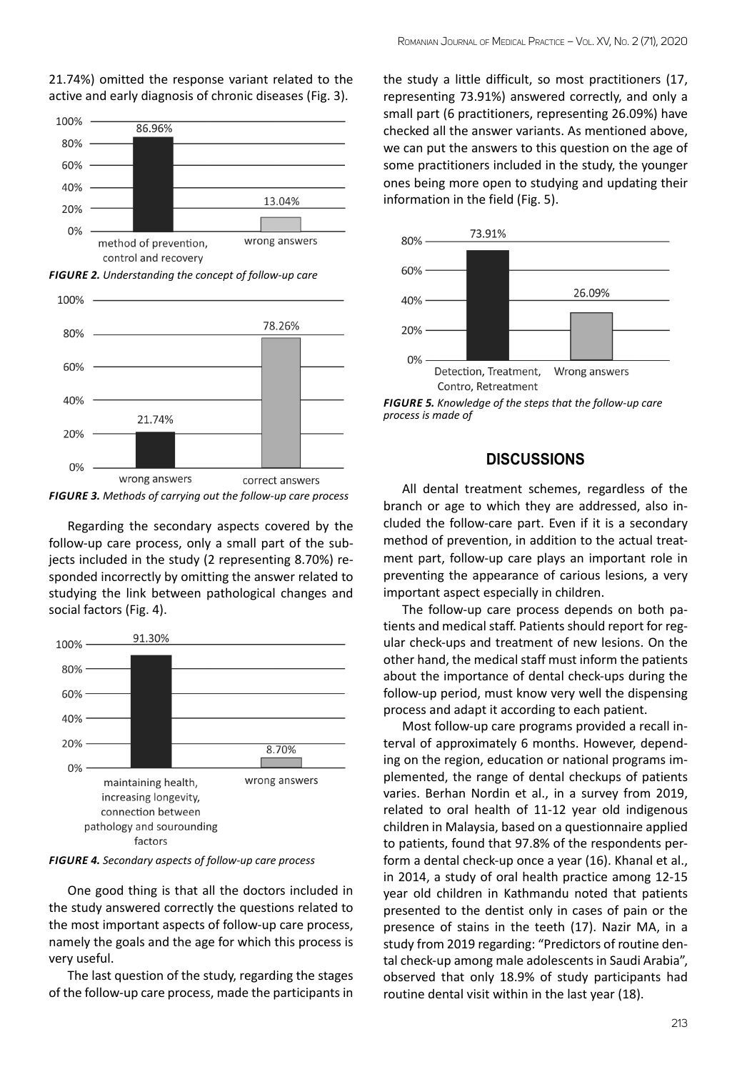21.74%) omitted the response variant related to the active and early diagnosis of chronic diseases (Fig. 3).

100%
80%
60%
40%
20%
0%
86.96%
13.04%
method of prevention, control and recovery
wrong answers

*FIGURE 2. Understanding the concept of follow-up care*

100%
80%
60%
40%
20%
0%
21.74%
78.26%
wrong answers
correct answers

*FIGURE 3. Methods of carrying out the follow-up care process*

Regarding the secondary aspects covered by the follow-up care process, only a small part of the subjects included in the study (2 representing 8.70%) responded incorrectly by omitting the answer related to studying the link between pathological changes and social factors (Fig. 4).

100%
80%
60%
40%
20%
0%
91.30%
8.70%
maintaining health, increasing longevity, connection between pathology and sourounding factors
wrong answers

*FIGURE 4. Secondary aspects of follow-up care process*

One good thing is that all the doctors included in the study answered correctly the questions related to the most important aspects of follow-up care process, namely the goals and the age for which this process is very useful.

The last question of the study, regarding the stages of the follow-up care process, made the participants in the study a little difficult, so most practitioners (17, representing 73.91%) answered correctly, and only a small part (6 practitioners, representing 26.09%) have checked all the answer variants. As mentioned above, we can put the answers to this question on the age of some practitioners included in the study, the younger ones being more open to studying and updating their information in the field (Fig. 5).

80%
60%
40%
20%
0%
73.91%
26.09%
Detection, Treatment, Contro, Retreatment
Wrong answers

*FIGURE 5. Knowledge of the steps that the follow-up care process is made of*

## DISCUSSIONS

All dental treatment schemes, regardless of the branch or age to which they are addressed, also included the follow-care part. Even if it is a secondary method of prevention, in addition to the actual treatment part, follow-up care plays an important role in preventing the appearance of carious lesions, a very important aspect especially in children.

The follow-up care process depends on both patients and medical staff. Patients should report for regular check-ups and treatment of new lesions. On the other hand, the medical staff must inform the patients about the importance of dental check-ups during the follow-up period, must know very well the dispensing process and adapt it according to each patient.

Most follow-up care programs provided a recall interval of approximately 6 months. However, depending on the region, education or national programs implemented, the range of dental checkups of patients varies. Berhan Nordin et al., in a survey from 2019, related to oral health of 11-12 year old indigenous children in Malaysia, based on a questionnaire applied to patients, found that 97.8% of the respondents perform a dental check-up once a year (16). Khanal et al., in 2014, a study of oral health practice among 12-15 year old children in Kathmandu noted that patients presented to the dentist only in cases of pain or the presence of stains in the teeth (17). Nazir MA, in a study from 2019 regarding: "Predictors of routine dental check-up among male adolescents in Saudi Arabia", observed that only 18.9% of study participants had routine dental visit within in the last year (18).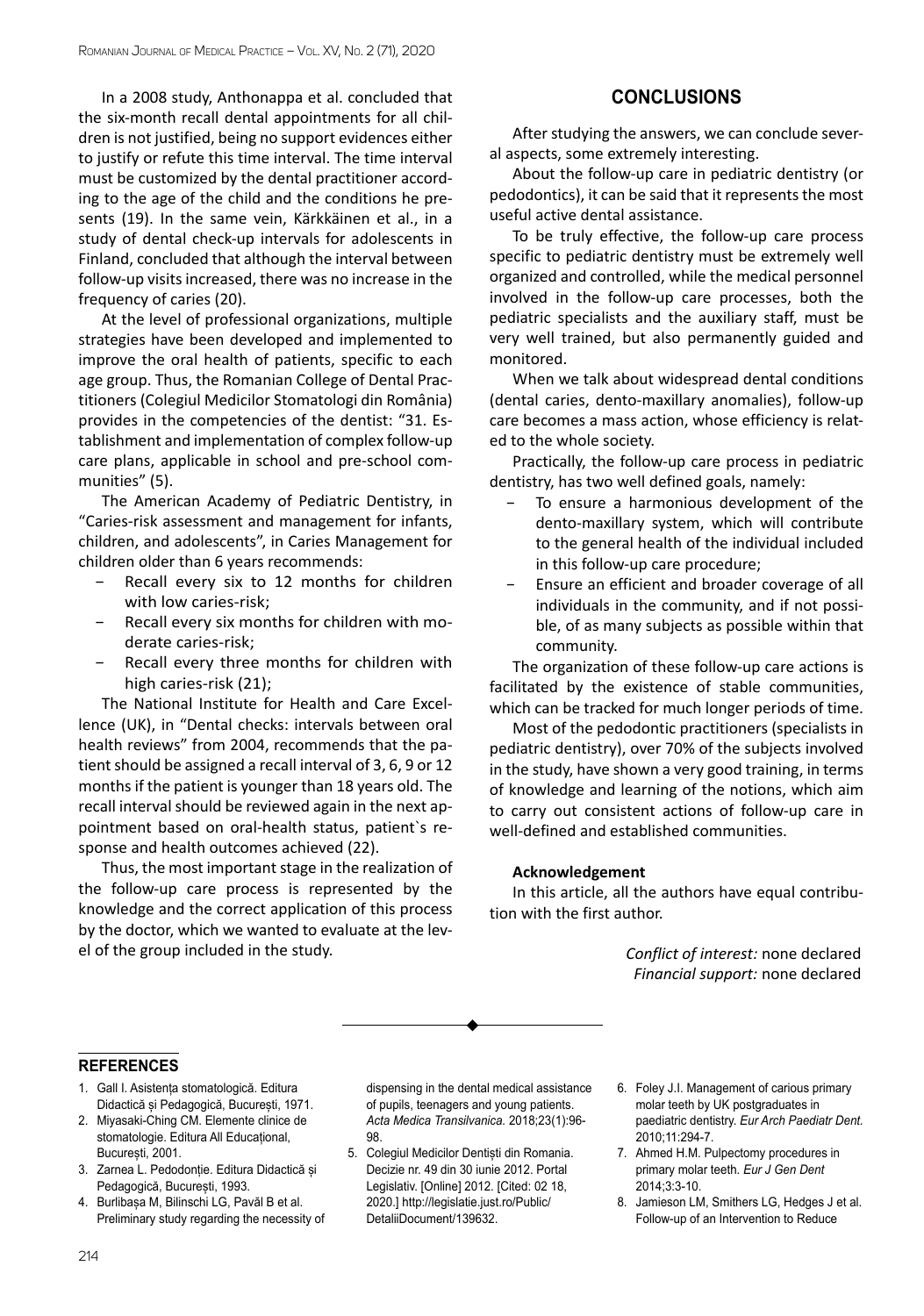In a 2008 study, Anthonappa et al. concluded that the six-month recall dental appointments for all children is not justified, being no support evidences either to justify or refute this time interval. The time interval must be customized by the dental practitioner according to the age of the child and the conditions he presents (19). In the same vein, Kärkkäinen et al., in a study of dental check-up intervals for adolescents in Finland, concluded that although the interval between follow-up visits increased, there was no increase in the frequency of caries (20).

At the level of professional organizations, multiple strategies have been developed and implemented to improve the oral health of patients, specific to each age group. Thus, the Romanian College of Dental Practitioners (Colegiul Medicilor Stomatologi din România) provides in the competencies of the dentist: "31. Establishment and implementation of complex follow-up care plans, applicable in school and pre-school communities" (5).

The American Academy of Pediatric Dentistry, in "Caries-risk assessment and management for infants, children, and adolescents", in Caries Management for children older than 6 years recommends:

- Recall every six to 12 months for children with low caries-risk;
- Recall every six months for children with moderate caries-risk;
- Recall every three months for children with high caries-risk (21);

The National Institute for Health and Care Excellence (UK), in "Dental checks: intervals between oral health reviews" from 2004, recommends that the patient should be assigned a recall interval of 3, 6, 9 or 12 months if the patient is younger than 18 years old. The recall interval should be reviewed again in the next appointment based on oral-health status, patient`s response and health outcomes achieved (22).

Thus, the most important stage in the realization of the follow-up care process is represented by the knowledge and the correct application of this process by the doctor, which we wanted to evaluate at the level of the group included in the study.

## CONCLUSIONS

After studying the answers, we can conclude several aspects, some extremely interesting.

About the follow-up care in pediatric dentistry (or pedodontics), it can be said that it represents the most useful active dental assistance.

To be truly effective, the follow-up care process specific to pediatric dentistry must be extremely well organized and controlled, while the medical personnel involved in the follow-up care processes, both the pediatric specialists and the auxiliary staff, must be very well trained, but also permanently guided and monitored.

When we talk about widespread dental conditions (dental caries, dento-maxillary anomalies), follow-up care becomes a mass action, whose efficiency is related to the whole society.

Practically, the follow-up care process in pediatric dentistry, has two well defined goals, namely:

- To ensure a harmonious development of the dento-maxillary system, which will contribute to the general health of the individual included in this follow-up care procedure;
- Ensure an efficient and broader coverage of all individuals in the community, and if not possible, of as many subjects as possible within that community.

The organization of these follow-up care actions is facilitated by the existence of stable communities, which can be tracked for much longer periods of time.

Most of the pedodontic practitioners (specialists in pediatric dentistry), over 70% of the subjects involved in the study, have shown a very good training, in terms of knowledge and learning of the notions, which aim to carry out consistent actions of follow-up care in well-defined and established communities.

**Acknowledgement**

In this article, all the authors have equal contribution with the first author.

*Conflict of interest:* none declared
*Financial support:* none declared

## REFERENCES

1. Gall I. Asistența stomatologică. Editura Didactică și Pedagogică, București, 1971.
2. Miyasaki-Ching CM. Elemente clinice de stomatologie. Editura All Educațional, București, 2001.
3. Zarnea L. Pedodonție. Editura Didactică și Pedagogică, București, 1993.
4. Burlibașa M, Bilinschi LG, Pavăl B et al. Preliminary study regarding the necessity of dispensing in the dental medical assistance of pupils, teenagers and young patients. *Acta Medica Transilvanica.* 2018;23(1):96-98.
5. Colegiul Medicilor Dentiști din Romania. Decizie nr. 49 din 30 iunie 2012. Portal Legislativ. [Online] 2012. [Cited: 02 18, 2020.] http://legislatie.just.ro/Public/DetaliiDocument/139632.
6. Foley J.I. Management of carious primary molar teeth by UK postgraduates in paediatric dentistry. *Eur Arch Paediatr Dent.* 2010;11:294-7.
7. Ahmed H.M. Pulpectomy procedures in primary molar teeth. *Eur J Gen Dent* 2014;3:3-10.
8. Jamieson LM, Smithers LG, Hedges J et al. Follow-up of an Intervention to Reduce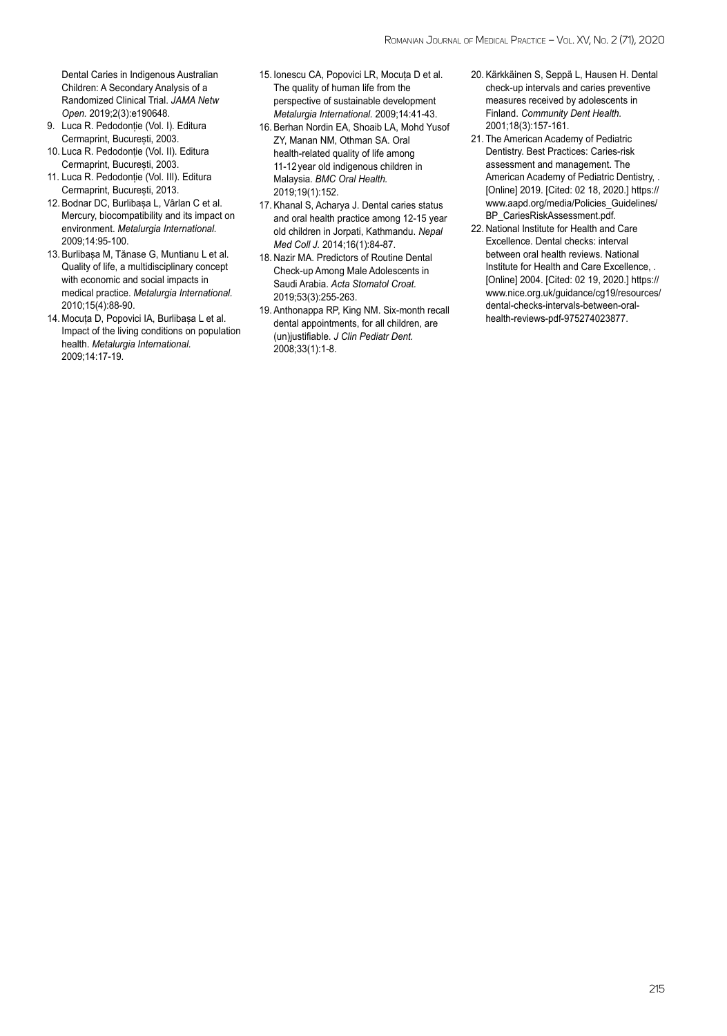Dental Caries in Indigenous Australian Children: A Secondary Analysis of a Randomized Clinical Trial. *JAMA Netw Open.* 2019;2(3):e190648.

9. Luca R. Pedodonție (Vol. I). Editura Cermaprint, București, 2003.
10. Luca R. Pedodonție (Vol. II). Editura Cermaprint, București, 2003.
11. Luca R. Pedodonție (Vol. III). Editura Cermaprint, București, 2013.
12. Bodnar DC, Burlibașa L, Vârlan C et al. Mercury, biocompatibility and its impact on environment. *Metalurgia International.* 2009;14:95-100.
13. Burlibașa M, Tănase G, Muntianu L et al. Quality of life, a multidisciplinary concept with economic and social impacts in medical practice. *Metalurgia International.* 2010;15(4):88-90.
14. Mocuța D, Popovici IA, Burlibașa L et al. Impact of the living conditions on population health. *Metalurgia International.* 2009;14:17-19.
15. Ionescu CA, Popovici LR, Mocuța D et al. The quality of human life from the perspective of sustainable development *Metalurgia International.* 2009;14:41-43.
16. Berhan Nordin EA, Shoaib LA, Mohd Yusof ZY, Manan NM, Othman SA. Oral health-related quality of life among 11-12 year old indigenous children in Malaysia. *BMC Oral Health.* 2019;19(1):152.
17. Khanal S, Acharya J. Dental caries status and oral health practice among 12-15 year old children in Jorpati, Kathmandu. *Nepal Med Coll J.* 2014;16(1):84-87.
18. Nazir MA. Predictors of Routine Dental Check-up Among Male Adolescents in Saudi Arabia. *Acta Stomatol Croat.* 2019;53(3):255-263.
19. Anthonappa RP, King NM. Six-month recall dental appointments, for all children, are (un)justifiable. *J Clin Pediatr Dent.* 2008;33(1):1-8.
20. Kärkkäinen S, Seppä L, Hausen H. Dental check-up intervals and caries preventive measures received by adolescents in Finland. *Community Dent Health.* 2001;18(3):157-161.
21. The American Academy of Pediatric Dentistry. Best Practices: Caries-risk assessment and management. The American Academy of Pediatric Dentistry, . [Online] 2019. [Cited: 02 18, 2020.] https://www.aapd.org/media/Policies_Guidelines/BP_CariesRiskAssessment.pdf.
22. National Institute for Health and Care Excellence. Dental checks: interval between oral health reviews. National Institute for Health and Care Excellence, . [Online] 2004. [Cited: 02 19, 2020.] https://www.nice.org.uk/guidance/cg19/resources/dental-checks-intervals-between-oral-health-reviews-pdf-975274023877.